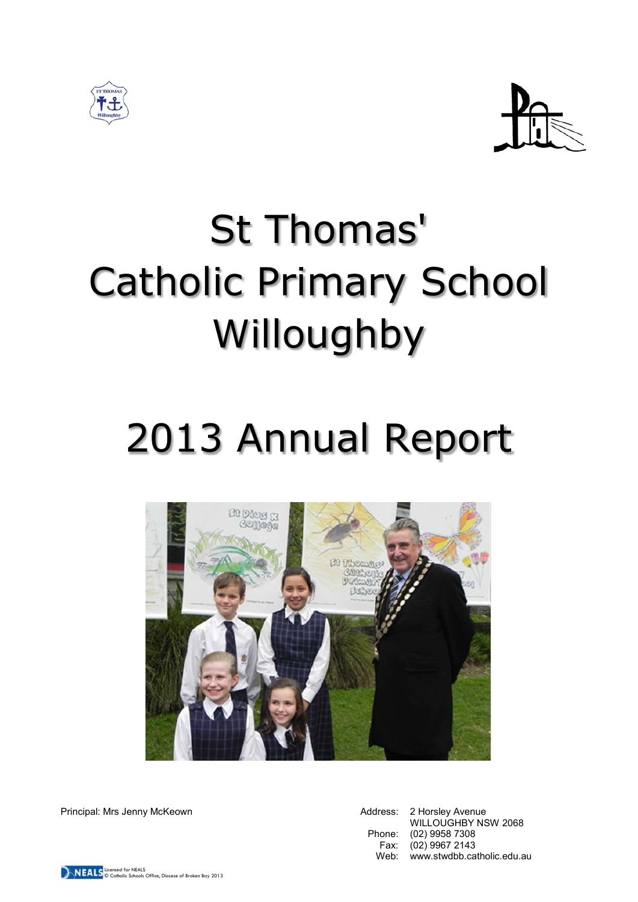# St Thomas' Catholic Primary School Willoughby

# 2013 Annual Report

Principal: Mrs Jenny McKeown

Address: 2 Horsley Avenue
WILLOUGHBY NSW 2068
Phone: (02) 9958 7308
Fax: (02) 9967 2143
Web: www.stwdbb.catholic.edu.au

Licensed for NEALS
© Catholic Schools Office, Diocese of Broken Bay 2013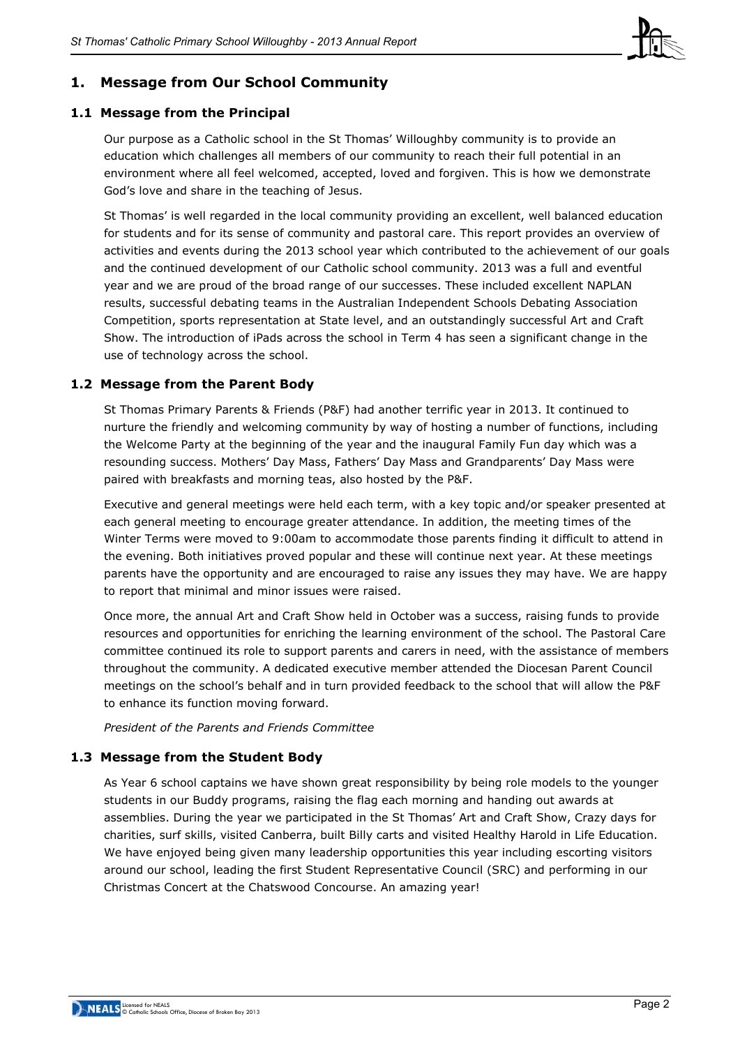# 1. Message from Our School Community

## 1.1 Message from the Principal

Our purpose as a Catholic school in the St Thomas' Willoughby community is to provide an education which challenges all members of our community to reach their full potential in an environment where all feel welcomed, accepted, loved and forgiven. This is how we demonstrate God's love and share in the teaching of Jesus.

St Thomas' is well regarded in the local community providing an excellent, well balanced education for students and for its sense of community and pastoral care. This report provides an overview of activities and events during the 2013 school year which contributed to the achievement of our goals and the continued development of our Catholic school community. 2013 was a full and eventful year and we are proud of the broad range of our successes. These included excellent NAPLAN results, successful debating teams in the Australian Independent Schools Debating Association Competition, sports representation at State level, and an outstandingly successful Art and Craft Show. The introduction of iPads across the school in Term 4 has seen a significant change in the use of technology across the school.

## 1.2 Message from the Parent Body

St Thomas Primary Parents & Friends (P&F) had another terrific year in 2013. It continued to nurture the friendly and welcoming community by way of hosting a number of functions, including the Welcome Party at the beginning of the year and the inaugural Family Fun day which was a resounding success. Mothers' Day Mass, Fathers' Day Mass and Grandparents' Day Mass were paired with breakfasts and morning teas, also hosted by the P&F.

Executive and general meetings were held each term, with a key topic and/or speaker presented at each general meeting to encourage greater attendance. In addition, the meeting times of the Winter Terms were moved to 9:00am to accommodate those parents finding it difficult to attend in the evening. Both initiatives proved popular and these will continue next year. At these meetings parents have the opportunity and are encouraged to raise any issues they may have. We are happy to report that minimal and minor issues were raised.

Once more, the annual Art and Craft Show held in October was a success, raising funds to provide resources and opportunities for enriching the learning environment of the school. The Pastoral Care committee continued its role to support parents and carers in need, with the assistance of members throughout the community. A dedicated executive member attended the Diocesan Parent Council meetings on the school's behalf and in turn provided feedback to the school that will allow the P&F to enhance its function moving forward.

*President of the Parents and Friends Committee*

## 1.3 Message from the Student Body

As Year 6 school captains we have shown great responsibility by being role models to the younger students in our Buddy programs, raising the flag each morning and handing out awards at assemblies. During the year we participated in the St Thomas' Art and Craft Show, Crazy days for charities, surf skills, visited Canberra, built Billy carts and visited Healthy Harold in Life Education. We have enjoyed being given many leadership opportunities this year including escorting visitors around our school, leading the first Student Representative Council (SRC) and performing in our Christmas Concert at the Chatswood Concourse. An amazing year!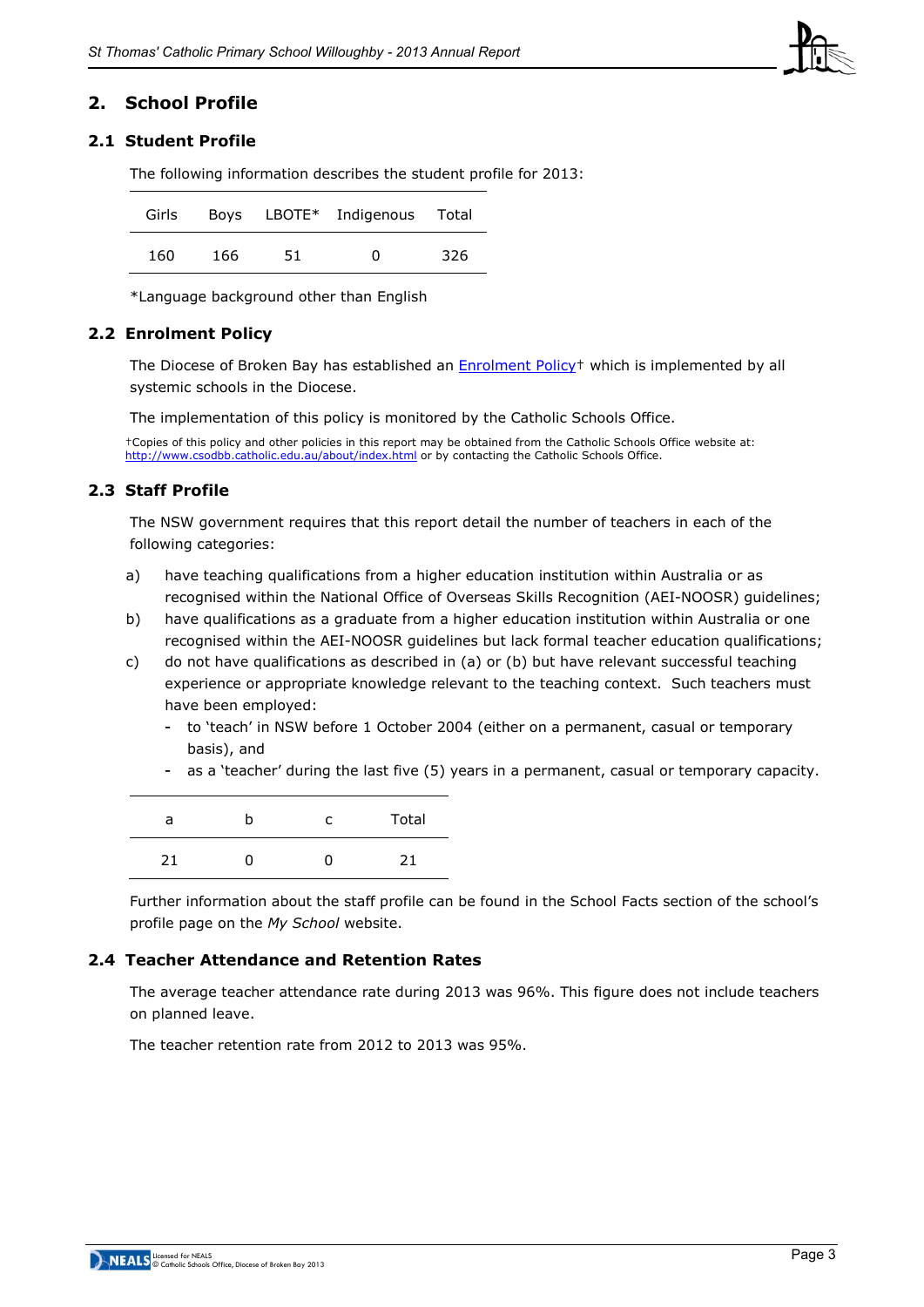## 2. School Profile

### 2.1 Student Profile

The following information describes the student profile for 2013:

| Girls | Boys | LBOTE* | Indigenous | Total |
|---|---|---|---|---|
| 160 | 166 | 51 | 0 | 326 |

*Language background other than English

### 2.2 Enrolment Policy

The Diocese of Broken Bay has established an [Enrolment Policy](http://www.csodbb.catholic.edu.au/about/index.html)† which is implemented by all systemic schools in the Diocese.

The implementation of this policy is monitored by the Catholic Schools Office.

†Copies of this policy and other policies in this report may be obtained from the Catholic Schools Office website at: http://www.csodbb.catholic.edu.au/about/index.html or by contacting the Catholic Schools Office.

### 2.3 Staff Profile

The NSW government requires that this report detail the number of teachers in each of the following categories:

a) have teaching qualifications from a higher education institution within Australia or as recognised within the National Office of Overseas Skills Recognition (AEI-NOOSR) guidelines;

b) have qualifications as a graduate from a higher education institution within Australia or one recognised within the AEI-NOOSR guidelines but lack formal teacher education qualifications;

c) do not have qualifications as described in (a) or (b) but have relevant successful teaching experience or appropriate knowledge relevant to the teaching context. Such teachers must have been employed:
   - to 'teach' in NSW before 1 October 2004 (either on a permanent, casual or temporary basis), and
   - as a 'teacher' during the last five (5) years in a permanent, casual or temporary capacity.

| a | b | c | Total |
|---|---|---|---|
| 21 | 0 | 0 | 21 |

Further information about the staff profile can be found in the School Facts section of the school's profile page on the *My School* website.

### 2.4 Teacher Attendance and Retention Rates

The average teacher attendance rate during 2013 was 96%. This figure does not include teachers on planned leave.

The teacher retention rate from 2012 to 2013 was 95%.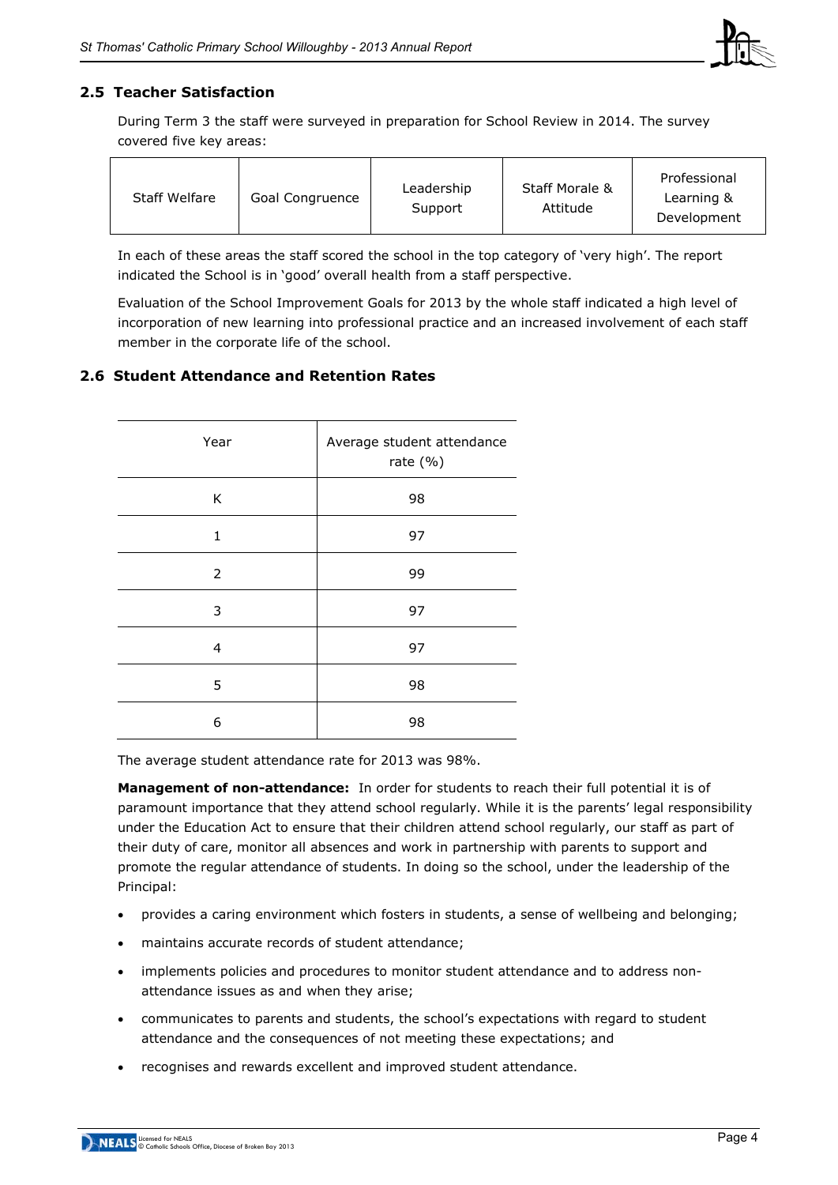## 2.5 Teacher Satisfaction

During Term 3 the staff were surveyed in preparation for School Review in 2014. The survey covered five key areas:

| Staff Welfare | Goal Congruence | Leadership Support | Staff Morale & Attitude | Professional Learning & Development |
|---|---|---|---|---|

In each of these areas the staff scored the school in the top category of 'very high'. The report indicated the School is in 'good' overall health from a staff perspective.

Evaluation of the School Improvement Goals for 2013 by the whole staff indicated a high level of incorporation of new learning into professional practice and an increased involvement of each staff member in the corporate life of the school.

## 2.6 Student Attendance and Retention Rates

| Year | Average student attendance rate (%) |
|---|---|
| K | 98 |
| 1 | 97 |
| 2 | 99 |
| 3 | 97 |
| 4 | 97 |
| 5 | 98 |
| 6 | 98 |

The average student attendance rate for 2013 was 98%.

**Management of non-attendance:** In order for students to reach their full potential it is of paramount importance that they attend school regularly. While it is the parents' legal responsibility under the Education Act to ensure that their children attend school regularly, our staff as part of their duty of care, monitor all absences and work in partnership with parents to support and promote the regular attendance of students. In doing so the school, under the leadership of the Principal:

- provides a caring environment which fosters in students, a sense of wellbeing and belonging;
- maintains accurate records of student attendance;
- implements policies and procedures to monitor student attendance and to address non-attendance issues as and when they arise;
- communicates to parents and students, the school's expectations with regard to student attendance and the consequences of not meeting these expectations; and
- recognises and rewards excellent and improved student attendance.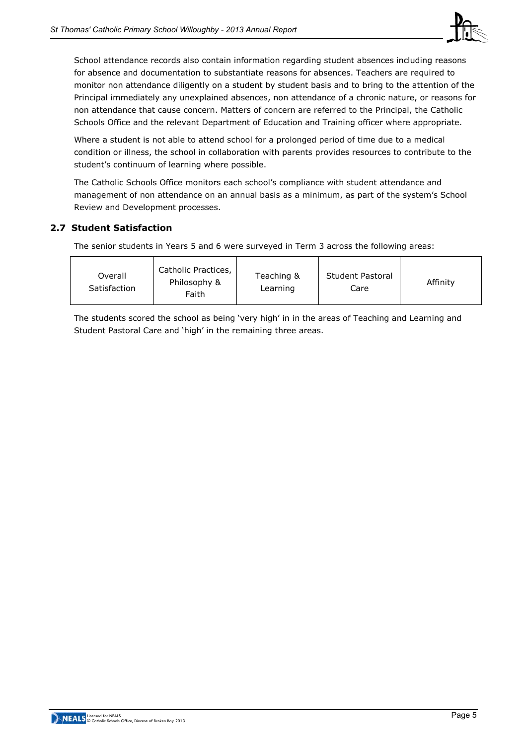School attendance records also contain information regarding student absences including reasons for absence and documentation to substantiate reasons for absences. Teachers are required to monitor non attendance diligently on a student by student basis and to bring to the attention of the Principal immediately any unexplained absences, non attendance of a chronic nature, or reasons for non attendance that cause concern. Matters of concern are referred to the Principal, the Catholic Schools Office and the relevant Department of Education and Training officer where appropriate.

Where a student is not able to attend school for a prolonged period of time due to a medical condition or illness, the school in collaboration with parents provides resources to contribute to the student's continuum of learning where possible.

The Catholic Schools Office monitors each school's compliance with student attendance and management of non attendance on an annual basis as a minimum, as part of the system's School Review and Development processes.

## 2.7 Student Satisfaction

The senior students in Years 5 and 6 were surveyed in Term 3 across the following areas:

| Overall Satisfaction | Catholic Practices, Philosophy & Faith | Teaching & Learning | Student Pastoral Care | Affinity |
|---|---|---|---|---|

The students scored the school as being 'very high' in in the areas of Teaching and Learning and Student Pastoral Care and 'high' in the remaining three areas.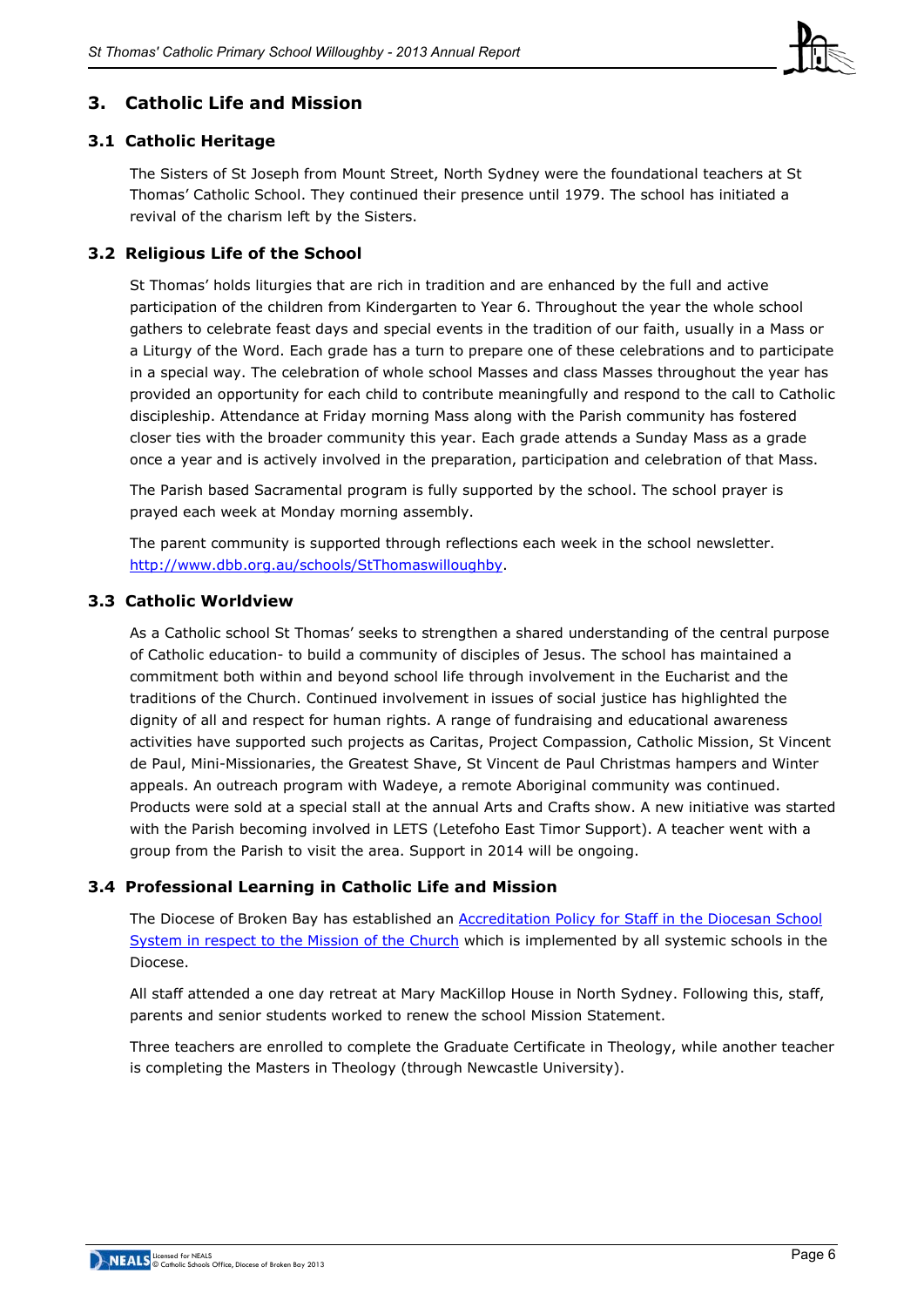## 3. Catholic Life and Mission

### 3.1 Catholic Heritage

The Sisters of St Joseph from Mount Street, North Sydney were the foundational teachers at St Thomas' Catholic School. They continued their presence until 1979. The school has initiated a revival of the charism left by the Sisters.

### 3.2 Religious Life of the School

St Thomas' holds liturgies that are rich in tradition and are enhanced by the full and active participation of the children from Kindergarten to Year 6. Throughout the year the whole school gathers to celebrate feast days and special events in the tradition of our faith, usually in a Mass or a Liturgy of the Word. Each grade has a turn to prepare one of these celebrations and to participate in a special way. The celebration of whole school Masses and class Masses throughout the year has provided an opportunity for each child to contribute meaningfully and respond to the call to Catholic discipleship. Attendance at Friday morning Mass along with the Parish community has fostered closer ties with the broader community this year. Each grade attends a Sunday Mass as a grade once a year and is actively involved in the preparation, participation and celebration of that Mass.

The Parish based Sacramental program is fully supported by the school. The school prayer is prayed each week at Monday morning assembly.

The parent community is supported through reflections each week in the school newsletter. [http://www.dbb.org.au/schools/StThomaswilloughby](http://www.dbb.org.au/schools/StThomaswilloughby).

### 3.3 Catholic Worldview

As a Catholic school St Thomas' seeks to strengthen a shared understanding of the central purpose of Catholic education- to build a community of disciples of Jesus. The school has maintained a commitment both within and beyond school life through involvement in the Eucharist and the traditions of the Church. Continued involvement in issues of social justice has highlighted the dignity of all and respect for human rights. A range of fundraising and educational awareness activities have supported such projects as Caritas, Project Compassion, Catholic Mission, St Vincent de Paul, Mini-Missionaries, the Greatest Shave, St Vincent de Paul Christmas hampers and Winter appeals. An outreach program with Wadeye, a remote Aboriginal community was continued. Products were sold at a special stall at the annual Arts and Crafts show. A new initiative was started with the Parish becoming involved in LETS (Letefoho East Timor Support). A teacher went with a group from the Parish to visit the area. Support in 2014 will be ongoing.

### 3.4 Professional Learning in Catholic Life and Mission

The Diocese of Broken Bay has established an Accreditation Policy for Staff in the Diocesan School System in respect to the Mission of the Church which is implemented by all systemic schools in the Diocese.

All staff attended a one day retreat at Mary MacKillop House in North Sydney. Following this, staff, parents and senior students worked to renew the school Mission Statement.

Three teachers are enrolled to complete the Graduate Certificate in Theology, while another teacher is completing the Masters in Theology (through Newcastle University).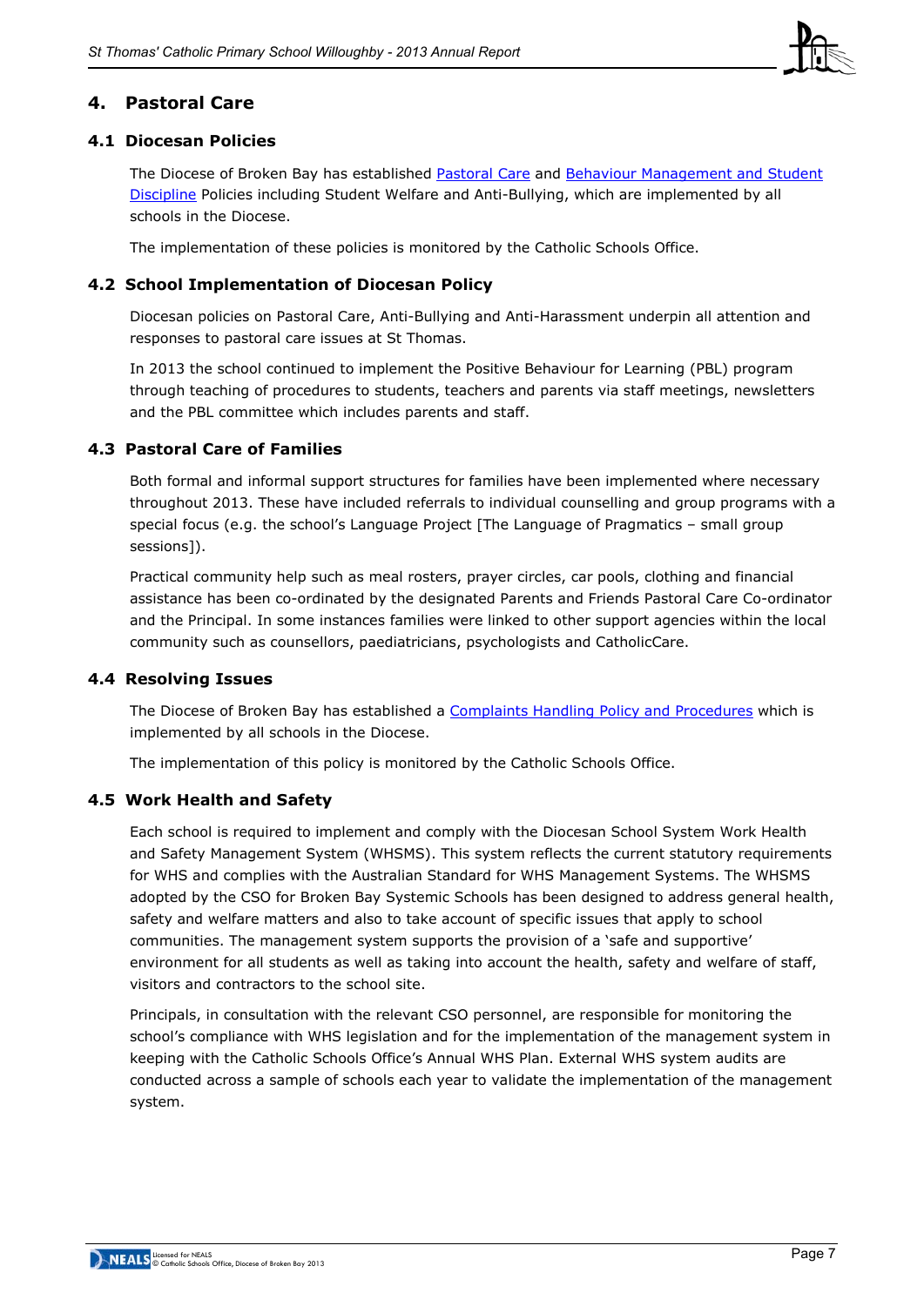## 4. Pastoral Care

### 4.1 Diocesan Policies

The Diocese of Broken Bay has established Pastoral Care and Behaviour Management and Student Discipline Policies including Student Welfare and Anti-Bullying, which are implemented by all schools in the Diocese.

The implementation of these policies is monitored by the Catholic Schools Office.

### 4.2 School Implementation of Diocesan Policy

Diocesan policies on Pastoral Care, Anti-Bullying and Anti-Harassment underpin all attention and responses to pastoral care issues at St Thomas.

In 2013 the school continued to implement the Positive Behaviour for Learning (PBL) program through teaching of procedures to students, teachers and parents via staff meetings, newsletters and the PBL committee which includes parents and staff.

### 4.3 Pastoral Care of Families

Both formal and informal support structures for families have been implemented where necessary throughout 2013. These have included referrals to individual counselling and group programs with a special focus (e.g. the school's Language Project [The Language of Pragmatics – small group sessions]).

Practical community help such as meal rosters, prayer circles, car pools, clothing and financial assistance has been co-ordinated by the designated Parents and Friends Pastoral Care Co-ordinator and the Principal. In some instances families were linked to other support agencies within the local community such as counsellors, paediatricians, psychologists and CatholicCare.

### 4.4 Resolving Issues

The Diocese of Broken Bay has established a Complaints Handling Policy and Procedures which is implemented by all schools in the Diocese.

The implementation of this policy is monitored by the Catholic Schools Office.

### 4.5 Work Health and Safety

Each school is required to implement and comply with the Diocesan School System Work Health and Safety Management System (WHSMS). This system reflects the current statutory requirements for WHS and complies with the Australian Standard for WHS Management Systems. The WHSMS adopted by the CSO for Broken Bay Systemic Schools has been designed to address general health, safety and welfare matters and also to take account of specific issues that apply to school communities. The management system supports the provision of a 'safe and supportive' environment for all students as well as taking into account the health, safety and welfare of staff, visitors and contractors to the school site.

Principals, in consultation with the relevant CSO personnel, are responsible for monitoring the school's compliance with WHS legislation and for the implementation of the management system in keeping with the Catholic Schools Office's Annual WHS Plan. External WHS system audits are conducted across a sample of schools each year to validate the implementation of the management system.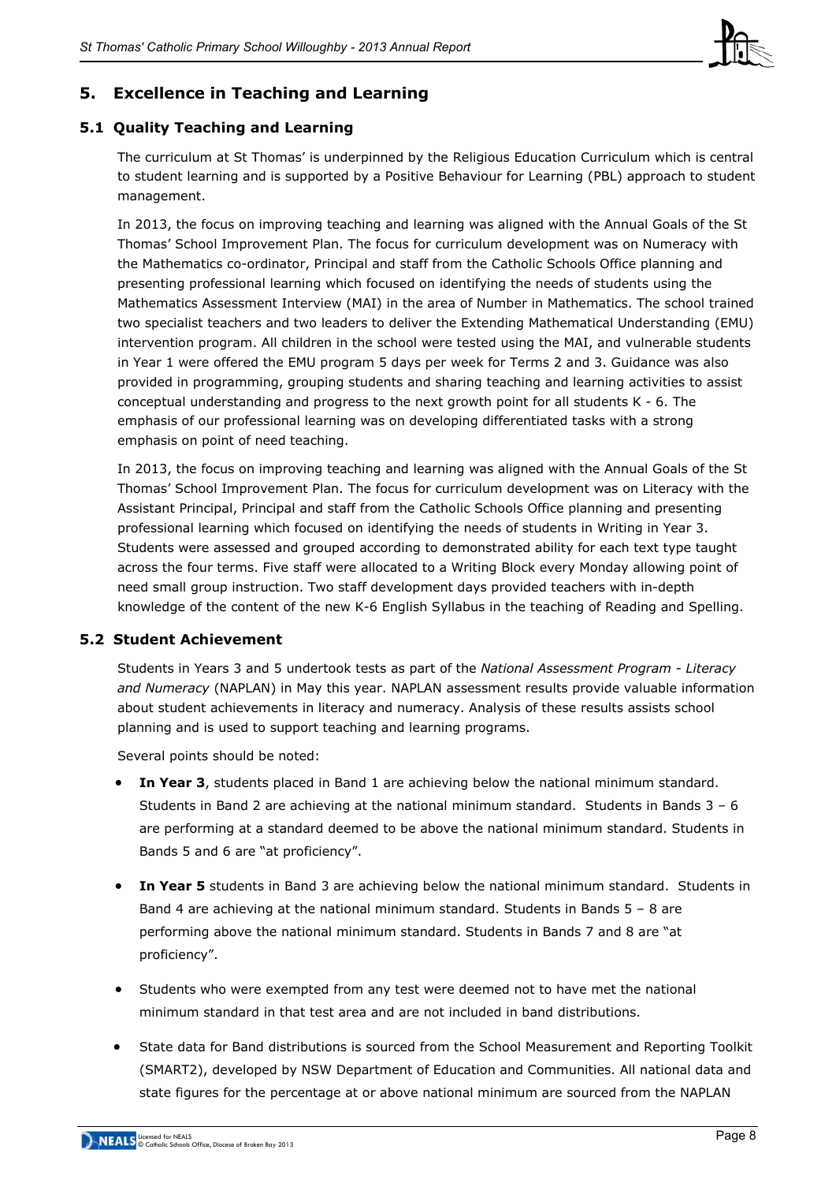## 5. Excellence in Teaching and Learning

### 5.1 Quality Teaching and Learning

The curriculum at St Thomas' is underpinned by the Religious Education Curriculum which is central to student learning and is supported by a Positive Behaviour for Learning (PBL) approach to student management.

In 2013, the focus on improving teaching and learning was aligned with the Annual Goals of the St Thomas' School Improvement Plan. The focus for curriculum development was on Numeracy with the Mathematics co-ordinator, Principal and staff from the Catholic Schools Office planning and presenting professional learning which focused on identifying the needs of students using the Mathematics Assessment Interview (MAI) in the area of Number in Mathematics. The school trained two specialist teachers and two leaders to deliver the Extending Mathematical Understanding (EMU) intervention program. All children in the school were tested using the MAI, and vulnerable students in Year 1 were offered the EMU program 5 days per week for Terms 2 and 3. Guidance was also provided in programming, grouping students and sharing teaching and learning activities to assist conceptual understanding and progress to the next growth point for all students K - 6. The emphasis of our professional learning was on developing differentiated tasks with a strong emphasis on point of need teaching.

In 2013, the focus on improving teaching and learning was aligned with the Annual Goals of the St Thomas' School Improvement Plan. The focus for curriculum development was on Literacy with the Assistant Principal, Principal and staff from the Catholic Schools Office planning and presenting professional learning which focused on identifying the needs of students in Writing in Year 3. Students were assessed and grouped according to demonstrated ability for each text type taught across the four terms. Five staff were allocated to a Writing Block every Monday allowing point of need small group instruction. Two staff development days provided teachers with in-depth knowledge of the content of the new K-6 English Syllabus in the teaching of Reading and Spelling.

### 5.2 Student Achievement

Students in Years 3 and 5 undertook tests as part of the *National Assessment Program - Literacy and Numeracy* (NAPLAN) in May this year. NAPLAN assessment results provide valuable information about student achievements in literacy and numeracy. Analysis of these results assists school planning and is used to support teaching and learning programs.

Several points should be noted:

- **In Year 3**, students placed in Band 1 are achieving below the national minimum standard. Students in Band 2 are achieving at the national minimum standard. Students in Bands 3 – 6 are performing at a standard deemed to be above the national minimum standard. Students in Bands 5 and 6 are "at proficiency".
- **In Year 5** students in Band 3 are achieving below the national minimum standard. Students in Band 4 are achieving at the national minimum standard. Students in Bands 5 – 8 are performing above the national minimum standard. Students in Bands 7 and 8 are "at proficiency".
- Students who were exempted from any test were deemed not to have met the national minimum standard in that test area and are not included in band distributions.
- State data for Band distributions is sourced from the School Measurement and Reporting Toolkit (SMART2), developed by NSW Department of Education and Communities. All national data and state figures for the percentage at or above national minimum are sourced from the NAPLAN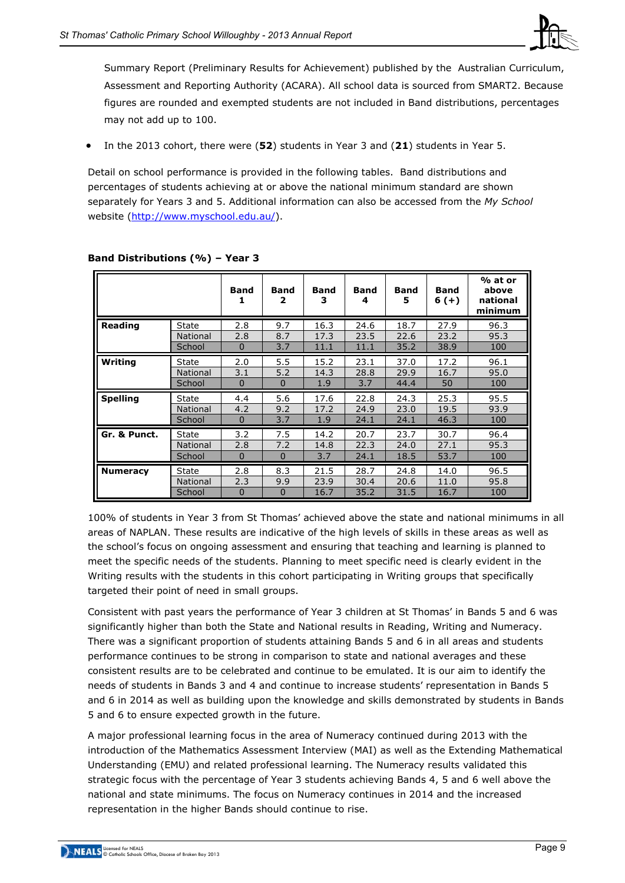Summary Report (Preliminary Results for Achievement) published by the Australian Curriculum, Assessment and Reporting Authority (ACARA). All school data is sourced from SMART2. Because figures are rounded and exempted students are not included in Band distributions, percentages may not add up to 100.

- In the 2013 cohort, there were (**52**) students in Year 3 and (**21**) students in Year 5.

Detail on school performance is provided in the following tables. Band distributions and percentages of students achieving at or above the national minimum standard are shown separately for Years 3 and 5. Additional information can also be accessed from the *My School* website (http://www.myschool.edu.au/).

**Band Distributions (%) – Year 3**

| | | Band 1 | Band 2 | Band 3 | Band 4 | Band 5 | Band 6 (+) | % at or above national minimum |
|---|---|---|---|---|---|---|---|---|
| **Reading** | State | 2.8 | 9.7 | 16.3 | 24.6 | 18.7 | 27.9 | 96.3 |
| | National | 2.8 | 8.7 | 17.3 | 23.5 | 22.6 | 23.2 | 95.3 |
| | School | 0 | 3.7 | 11.1 | 11.1 | 35.2 | 38.9 | 100 |
| **Writing** | State | 2.0 | 5.5 | 15.2 | 23.1 | 37.0 | 17.2 | 96.1 |
| | National | 3.1 | 5.2 | 14.3 | 28.8 | 29.9 | 16.7 | 95.0 |
| | School | 0 | 0 | 1.9 | 3.7 | 44.4 | 50 | 100 |
| **Spelling** | State | 4.4 | 5.6 | 17.6 | 22.8 | 24.3 | 25.3 | 95.5 |
| | National | 4.2 | 9.2 | 17.2 | 24.9 | 23.0 | 19.5 | 93.9 |
| | School | 0 | 3.7 | 1.9 | 24.1 | 24.1 | 46.3 | 100 |
| **Gr. & Punct.** | State | 3.2 | 7.5 | 14.2 | 20.7 | 23.7 | 30.7 | 96.4 |
| | National | 2.8 | 7.2 | 14.8 | 22.3 | 24.0 | 27.1 | 95.3 |
| | School | 0 | 0 | 3.7 | 24.1 | 18.5 | 53.7 | 100 |
| **Numeracy** | State | 2.8 | 8.3 | 21.5 | 28.7 | 24.8 | 14.0 | 96.5 |
| | National | 2.3 | 9.9 | 23.9 | 30.4 | 20.6 | 11.0 | 95.8 |
| | School | 0 | 0 | 16.7 | 35.2 | 31.5 | 16.7 | 100 |

100% of students in Year 3 from St Thomas' achieved above the state and national minimums in all areas of NAPLAN. These results are indicative of the high levels of skills in these areas as well as the school's focus on ongoing assessment and ensuring that teaching and learning is planned to meet the specific needs of the students. Planning to meet specific need is clearly evident in the Writing results with the students in this cohort participating in Writing groups that specifically targeted their point of need in small groups.

Consistent with past years the performance of Year 3 children at St Thomas' in Bands 5 and 6 was significantly higher than both the State and National results in Reading, Writing and Numeracy. There was a significant proportion of students attaining Bands 5 and 6 in all areas and students performance continues to be strong in comparison to state and national averages and these consistent results are to be celebrated and continue to be emulated. It is our aim to identify the needs of students in Bands 3 and 4 and continue to increase students' representation in Bands 5 and 6 in 2014 as well as building upon the knowledge and skills demonstrated by students in Bands 5 and 6 to ensure expected growth in the future.

A major professional learning focus in the area of Numeracy continued during 2013 with the introduction of the Mathematics Assessment Interview (MAI) as well as the Extending Mathematical Understanding (EMU) and related professional learning. The Numeracy results validated this strategic focus with the percentage of Year 3 students achieving Bands 4, 5 and 6 well above the national and state minimums. The focus on Numeracy continues in 2014 and the increased representation in the higher Bands should continue to rise.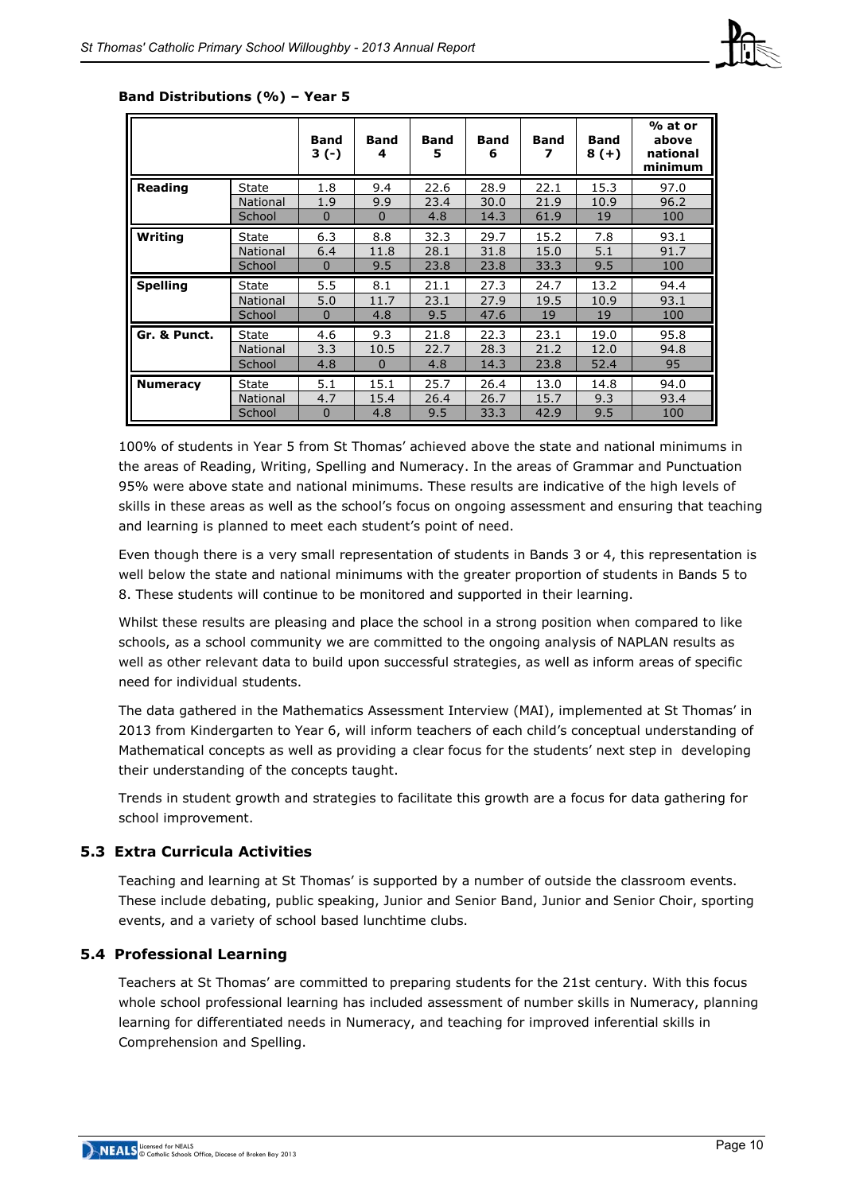**Band Distributions (%) – Year 5**

| | | Band 3 (-) | Band 4 | Band 5 | Band 6 | Band 7 | Band 8 (+) | % at or above national minimum |
|---|---|---|---|---|---|---|---|---|
| **Reading** | State | 1.8 | 9.4 | 22.6 | 28.9 | 22.1 | 15.3 | 97.0 |
| | National | 1.9 | 9.9 | 23.4 | 30.0 | 21.9 | 10.9 | 96.2 |
| | School | 0 | 0 | 4.8 | 14.3 | 61.9 | 19 | 100 |
| **Writing** | State | 6.3 | 8.8 | 32.3 | 29.7 | 15.2 | 7.8 | 93.1 |
| | National | 6.4 | 11.8 | 28.1 | 31.8 | 15.0 | 5.1 | 91.7 |
| | School | 0 | 9.5 | 23.8 | 23.8 | 33.3 | 9.5 | 100 |
| **Spelling** | State | 5.5 | 8.1 | 21.1 | 27.3 | 24.7 | 13.2 | 94.4 |
| | National | 5.0 | 11.7 | 23.1 | 27.9 | 19.5 | 10.9 | 93.1 |
| | School | 0 | 4.8 | 9.5 | 47.6 | 19 | 19 | 100 |
| **Gr. & Punct.** | State | 4.6 | 9.3 | 21.8 | 22.3 | 23.1 | 19.0 | 95.8 |
| | National | 3.3 | 10.5 | 22.7 | 28.3 | 21.2 | 12.0 | 94.8 |
| | School | 4.8 | 0 | 4.8 | 14.3 | 23.8 | 52.4 | 95 |
| **Numeracy** | State | 5.1 | 15.1 | 25.7 | 26.4 | 13.0 | 14.8 | 94.0 |
| | National | 4.7 | 15.4 | 26.4 | 26.7 | 15.7 | 9.3 | 93.4 |
| | School | 0 | 4.8 | 9.5 | 33.3 | 42.9 | 9.5 | 100 |

100% of students in Year 5 from St Thomas' achieved above the state and national minimums in the areas of Reading, Writing, Spelling and Numeracy. In the areas of Grammar and Punctuation 95% were above state and national minimums. These results are indicative of the high levels of skills in these areas as well as the school's focus on ongoing assessment and ensuring that teaching and learning is planned to meet each student's point of need.

Even though there is a very small representation of students in Bands 3 or 4, this representation is well below the state and national minimums with the greater proportion of students in Bands 5 to 8. These students will continue to be monitored and supported in their learning.

Whilst these results are pleasing and place the school in a strong position when compared to like schools, as a school community we are committed to the ongoing analysis of NAPLAN results as well as other relevant data to build upon successful strategies, as well as inform areas of specific need for individual students.

The data gathered in the Mathematics Assessment Interview (MAI), implemented at St Thomas' in 2013 from Kindergarten to Year 6, will inform teachers of each child's conceptual understanding of Mathematical concepts as well as providing a clear focus for the students' next step in developing their understanding of the concepts taught.

Trends in student growth and strategies to facilitate this growth are a focus for data gathering for school improvement.

## 5.3 Extra Curricula Activities

Teaching and learning at St Thomas' is supported by a number of outside the classroom events. These include debating, public speaking, Junior and Senior Band, Junior and Senior Choir, sporting events, and a variety of school based lunchtime clubs.

## 5.4 Professional Learning

Teachers at St Thomas' are committed to preparing students for the 21st century. With this focus whole school professional learning has included assessment of number skills in Numeracy, planning learning for differentiated needs in Numeracy, and teaching for improved inferential skills in Comprehension and Spelling.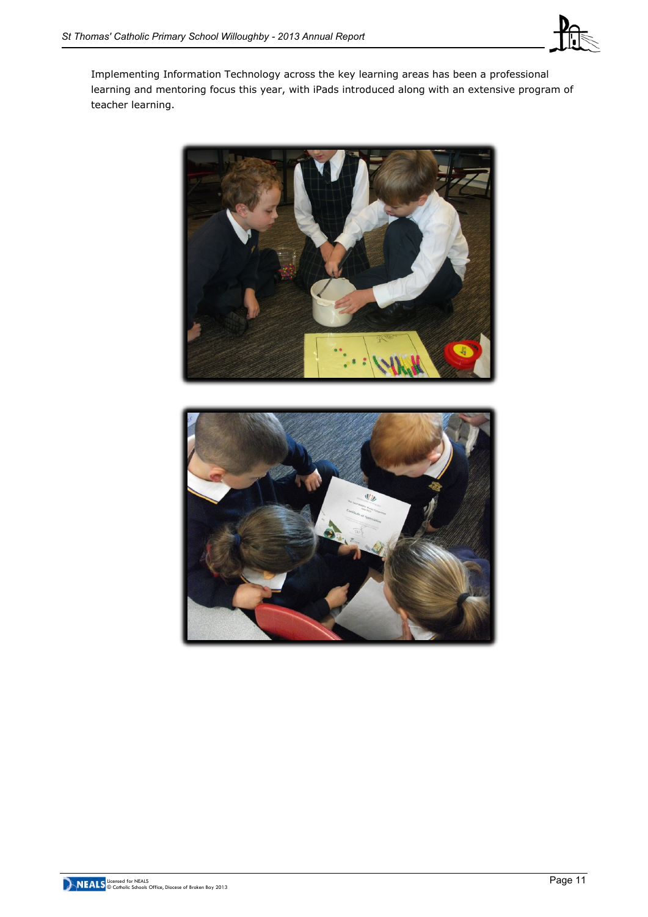Implementing Information Technology across the key learning areas has been a professional learning and mentoring focus this year, with iPads introduced along with an extensive program of teacher learning.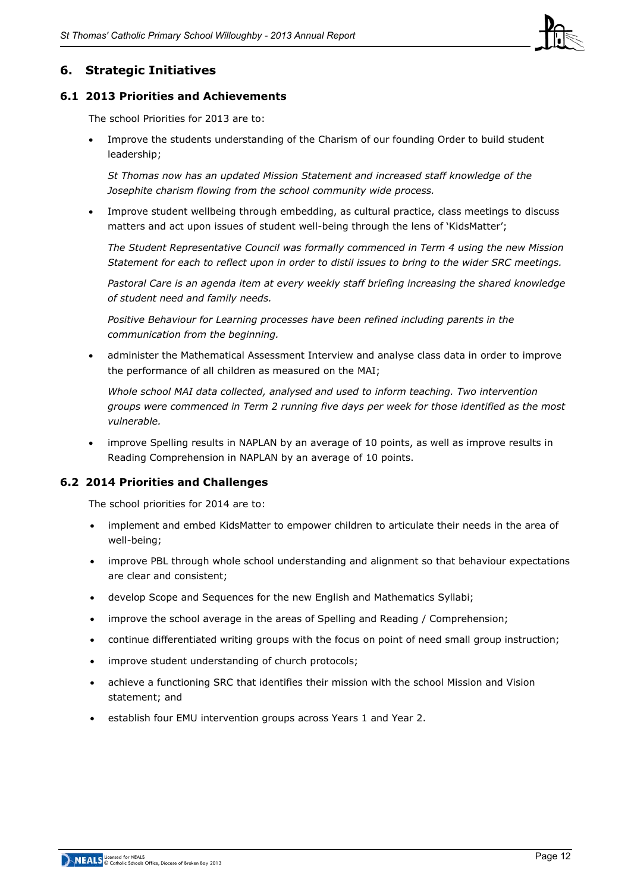## 6. Strategic Initiatives

### 6.1 2013 Priorities and Achievements

The school Priorities for 2013 are to:

- Improve the students understanding of the Charism of our founding Order to build student leadership;

  *St Thomas now has an updated Mission Statement and increased staff knowledge of the Josephite charism flowing from the school community wide process.*

- Improve student wellbeing through embedding, as cultural practice, class meetings to discuss matters and act upon issues of student well-being through the lens of 'KidsMatter';

  *The Student Representative Council was formally commenced in Term 4 using the new Mission Statement for each to reflect upon in order to distil issues to bring to the wider SRC meetings.*

  *Pastoral Care is an agenda item at every weekly staff briefing increasing the shared knowledge of student need and family needs.*

  *Positive Behaviour for Learning processes have been refined including parents in the communication from the beginning.*

- administer the Mathematical Assessment Interview and analyse class data in order to improve the performance of all children as measured on the MAI;

  *Whole school MAI data collected, analysed and used to inform teaching. Two intervention groups were commenced in Term 2 running five days per week for those identified as the most vulnerable.*

- improve Spelling results in NAPLAN by an average of 10 points, as well as improve results in Reading Comprehension in NAPLAN by an average of 10 points.

### 6.2 2014 Priorities and Challenges

The school priorities for 2014 are to:

- implement and embed KidsMatter to empower children to articulate their needs in the area of well-being;
- improve PBL through whole school understanding and alignment so that behaviour expectations are clear and consistent;
- develop Scope and Sequences for the new English and Mathematics Syllabi;
- improve the school average in the areas of Spelling and Reading / Comprehension;
- continue differentiated writing groups with the focus on point of need small group instruction;
- improve student understanding of church protocols;
- achieve a functioning SRC that identifies their mission with the school Mission and Vision statement; and
- establish four EMU intervention groups across Years 1 and Year 2.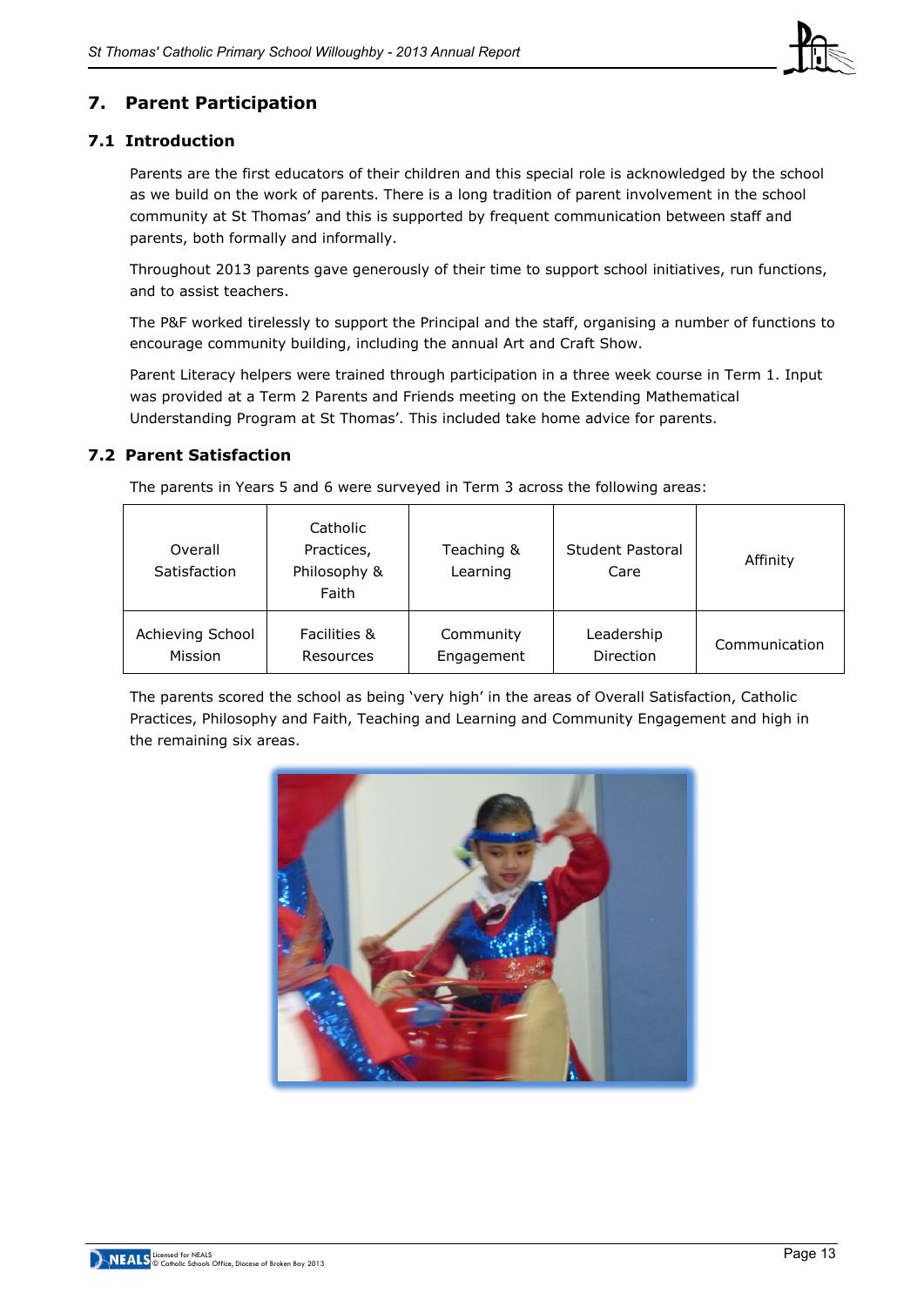## 7. Parent Participation

### 7.1 Introduction

Parents are the first educators of their children and this special role is acknowledged by the school as we build on the work of parents. There is a long tradition of parent involvement in the school community at St Thomas' and this is supported by frequent communication between staff and parents, both formally and informally.

Throughout 2013 parents gave generously of their time to support school initiatives, run functions, and to assist teachers.

The P&F worked tirelessly to support the Principal and the staff, organising a number of functions to encourage community building, including the annual Art and Craft Show.

Parent Literacy helpers were trained through participation in a three week course in Term 1. Input was provided at a Term 2 Parents and Friends meeting on the Extending Mathematical Understanding Program at St Thomas'. This included take home advice for parents.

### 7.2 Parent Satisfaction

The parents in Years 5 and 6 were surveyed in Term 3 across the following areas:

| Overall Satisfaction | Catholic Practices, Philosophy & Faith | Teaching & Learning | Student Pastoral Care | Affinity |
|---|---|---|---|---|
| Achieving School Mission | Facilities & Resources | Community Engagement | Leadership Direction | Communication |

The parents scored the school as being 'very high' in the areas of Overall Satisfaction, Catholic Practices, Philosophy and Faith, Teaching and Learning and Community Engagement and high in the remaining six areas.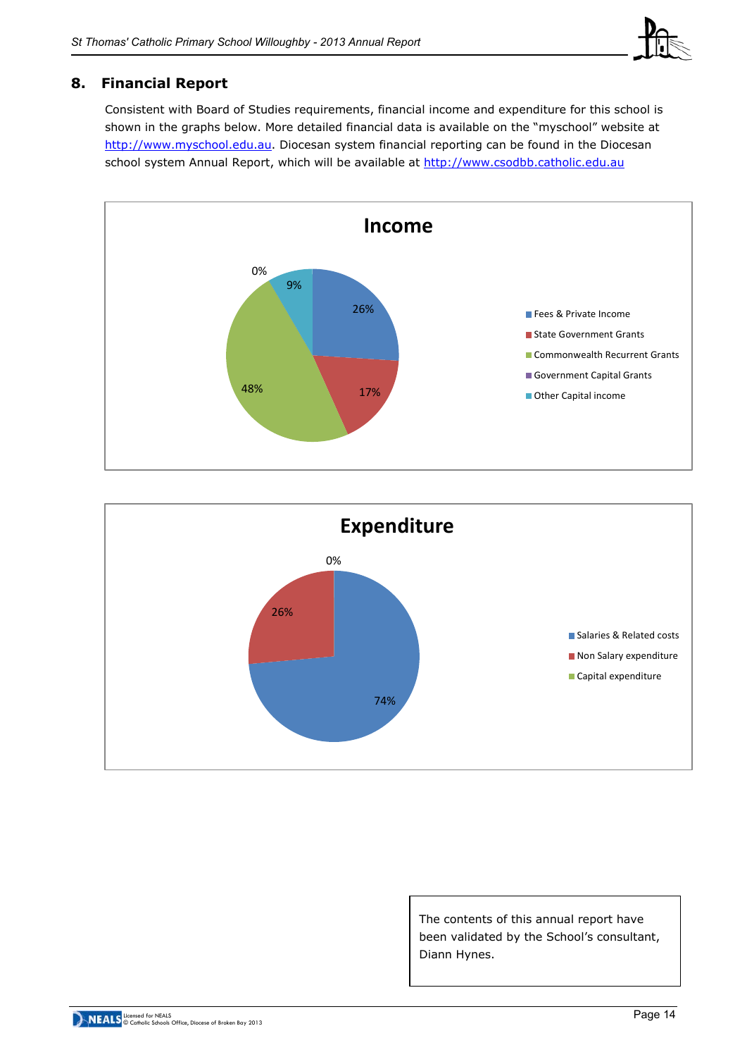## 8. Financial Report

Consistent with Board of Studies requirements, financial income and expenditure for this school is shown in the graphs below. More detailed financial data is available on the "myschool" website at http://www.myschool.edu.au. Diocesan system financial reporting can be found in the Diocesan school system Annual Report, which will be available at http://www.csodbb.catholic.edu.au

**Income**

0%
9%
26%
17%
48%

- Fees & Private Income
- State Government Grants
- Commonwealth Recurrent Grants
- Government Capital Grants
- Other Capital income

**Expenditure**

0%
26%
74%

- Salaries & Related costs
- Non Salary expenditure
- Capital expenditure

The contents of this annual report have been validated by the School's consultant, Diann Hynes.